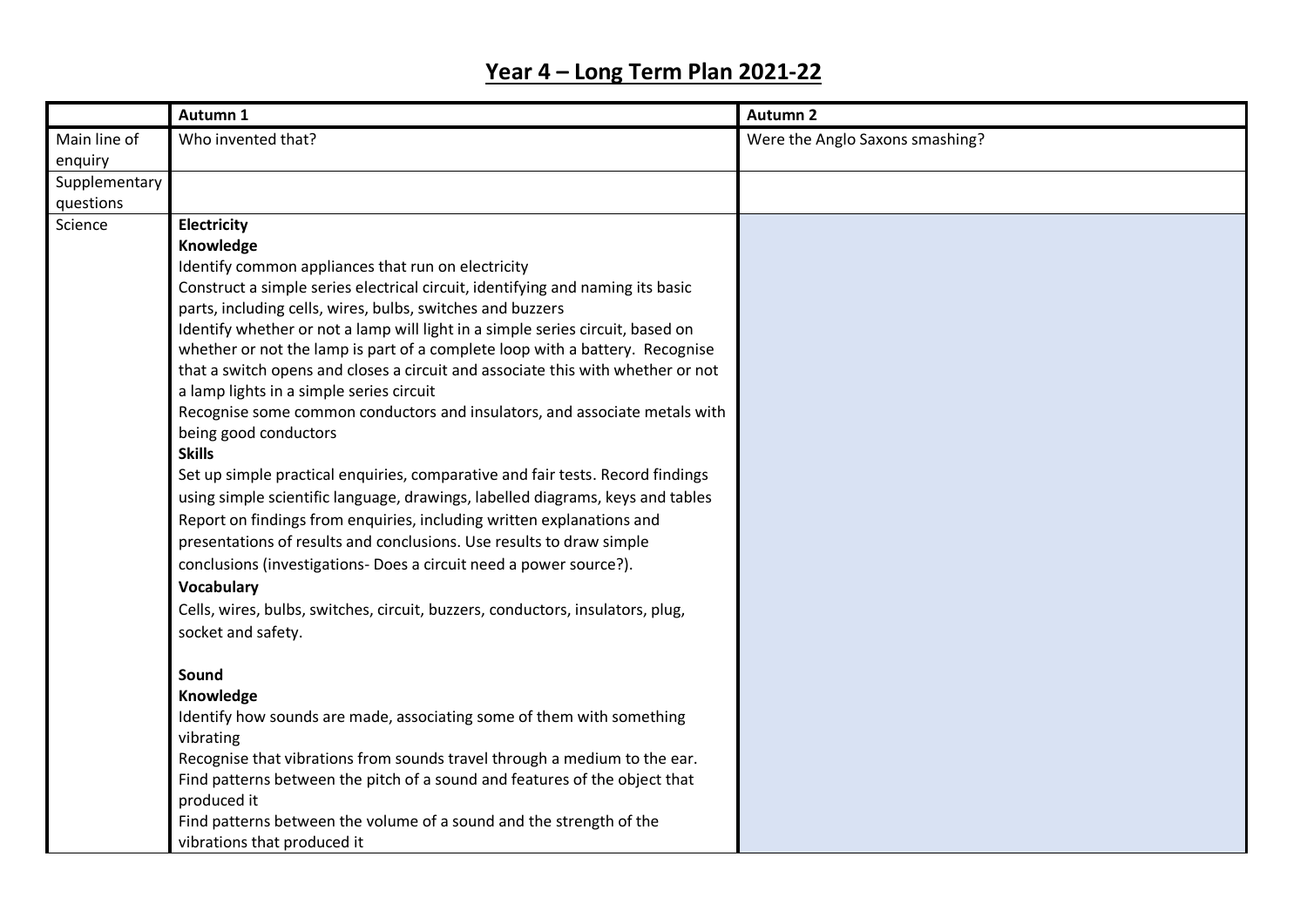# Year 4 – Long Term Plan 2021-22

| | Autumn 1 | Autumn 2 |
|---|---|---|
| Main line of enquiry | Who invented that? | Were the Anglo Saxons smashing? |
| Supplementary questions | | |
| Science | **Electricity**<br>**Knowledge**<br>Identify common appliances that run on electricity<br>Construct a simple series electrical circuit, identifying and naming its basic parts, including cells, wires, bulbs, switches and buzzers<br>Identify whether or not a lamp will light in a simple series circuit, based on whether or not the lamp is part of a complete loop with a battery. Recognise that a switch opens and closes a circuit and associate this with whether or not a lamp lights in a simple series circuit<br>Recognise some common conductors and insulators, and associate metals with being good conductors<br>**Skills**<br>Set up simple practical enquiries, comparative and fair tests. Record findings using simple scientific language, drawings, labelled diagrams, keys and tables<br>Report on findings from enquiries, including written explanations and presentations of results and conclusions. Use results to draw simple conclusions (investigations- Does a circuit need a power source?).<br>**Vocabulary**<br>Cells, wires, bulbs, switches, circuit, buzzers, conductors, insulators, plug, socket and safety.<br><br>**Sound**<br>**Knowledge**<br>Identify how sounds are made, associating some of them with something vibrating<br>Recognise that vibrations from sounds travel through a medium to the ear.<br>Find patterns between the pitch of a sound and features of the object that produced it<br>Find patterns between the volume of a sound and the strength of the vibrations that produced it | |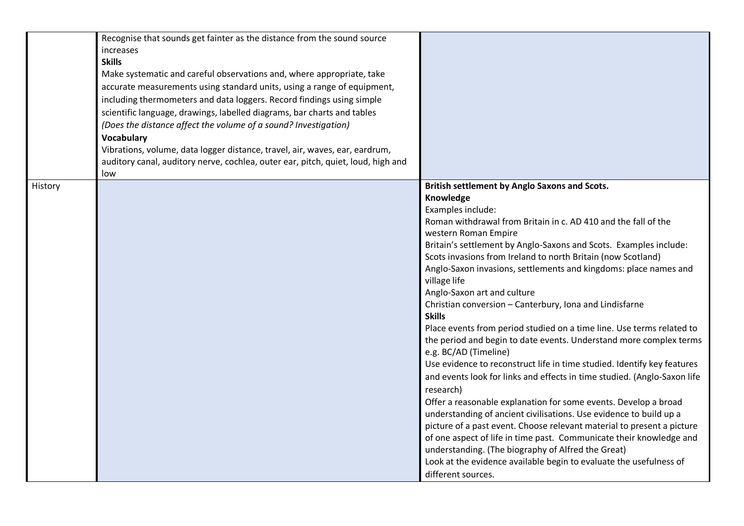| | | |
|---|---|---|
| | Recognise that sounds get fainter as the distance from the sound source increases<br>**Skills**<br>Make systematic and careful observations and, where appropriate, take accurate measurements using standard units, using a range of equipment, including thermometers and data loggers. Record findings using simple scientific language, drawings, labelled diagrams, bar charts and tables<br>*(Does the distance affect the volume of a sound? Investigation)*<br>**Vocabulary**<br>Vibrations, volume, data logger distance, travel, air, waves, ear, eardrum, auditory canal, auditory nerve, cochlea, outer ear, pitch, quiet, loud, high and low | |
| History | | **British settlement by Anglo Saxons and Scots.**<br>**Knowledge**<br>Examples include:<br>Roman withdrawal from Britain in c. AD 410 and the fall of the western Roman Empire<br>Britain's settlement by Anglo-Saxons and Scots. Examples include:<br>Scots invasions from Ireland to north Britain (now Scotland)<br>Anglo-Saxon invasions, settlements and kingdoms: place names and village life<br>Anglo-Saxon art and culture<br>Christian conversion – Canterbury, Iona and Lindisfarne<br>**Skills**<br>Place events from period studied on a time line. Use terms related to the period and begin to date events. Understand more complex terms e.g. BC/AD (Timeline)<br>Use evidence to reconstruct life in time studied. Identify key features and events look for links and effects in time studied. (Anglo-Saxon life research)<br>Offer a reasonable explanation for some events. Develop a broad understanding of ancient civilisations. Use evidence to build up a picture of a past event. Choose relevant material to present a picture of one aspect of life in time past. Communicate their knowledge and understanding. (The biography of Alfred the Great)<br>Look at the evidence available begin to evaluate the usefulness of different sources. |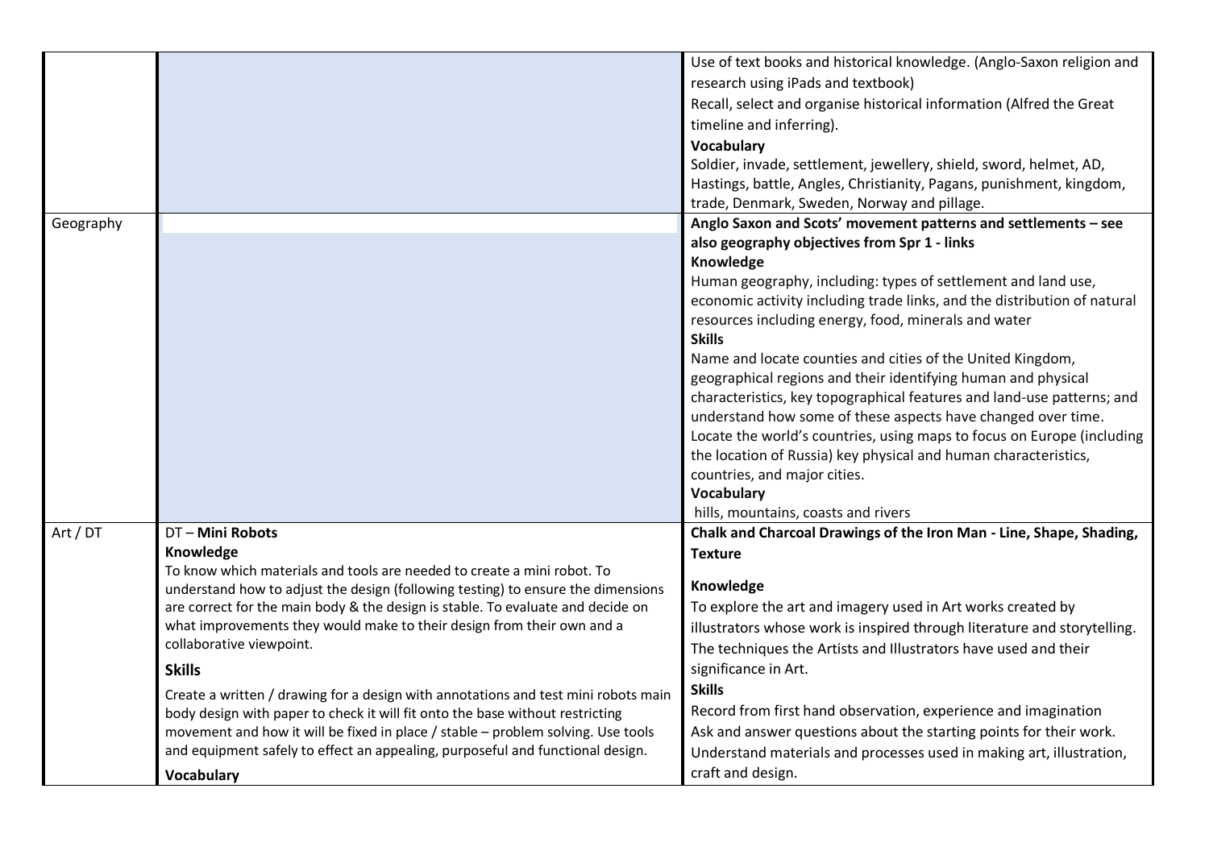| | | |
|---|---|---|
| | | Use of text books and historical knowledge. (Anglo-Saxon religion and research using iPads and textbook)<br>Recall, select and organise historical information (Alfred the Great timeline and inferring).<br>**Vocabulary**<br>Soldier, invade, settlement, jewellery, shield, sword, helmet, AD, Hastings, battle, Angles, Christianity, Pagans, punishment, kingdom, trade, Denmark, Sweden, Norway and pillage. |
| Geography | | **Anglo Saxon and Scots' movement patterns and settlements – see also geography objectives from Spr 1 - links**<br>**Knowledge**<br>Human geography, including: types of settlement and land use, economic activity including trade links, and the distribution of natural resources including energy, food, minerals and water<br>**Skills**<br>Name and locate counties and cities of the United Kingdom, geographical regions and their identifying human and physical characteristics, key topographical features and land-use patterns; and understand how some of these aspects have changed over time.<br>Locate the world's countries, using maps to focus on Europe (including the location of Russia) key physical and human characteristics, countries, and major cities.<br>**Vocabulary**<br>hills, mountains, coasts and rivers |
| Art / DT | DT – **Mini Robots**<br>**Knowledge**<br>To know which materials and tools are needed to create a mini robot. To understand how to adjust the design (following testing) to ensure the dimensions are correct for the main body & the design is stable. To evaluate and decide on what improvements they would make to their design from their own and a collaborative viewpoint.<br>**Skills**<br>Create a written / drawing for a design with annotations and test mini robots main body design with paper to check it will fit onto the base without restricting movement and how it will be fixed in place / stable – problem solving. Use tools and equipment safely to effect an appealing, purposeful and functional design.<br>**Vocabulary** | **Chalk and Charcoal Drawings of the Iron Man - Line, Shape, Shading, Texture**<br>**Knowledge**<br>To explore the art and imagery used in Art works created by illustrators whose work is inspired through literature and storytelling. The techniques the Artists and Illustrators have used and their significance in Art.<br>**Skills**<br>Record from first hand observation, experience and imagination<br>Ask and answer questions about the starting points for their work.<br>Understand materials and processes used in making art, illustration, craft and design. |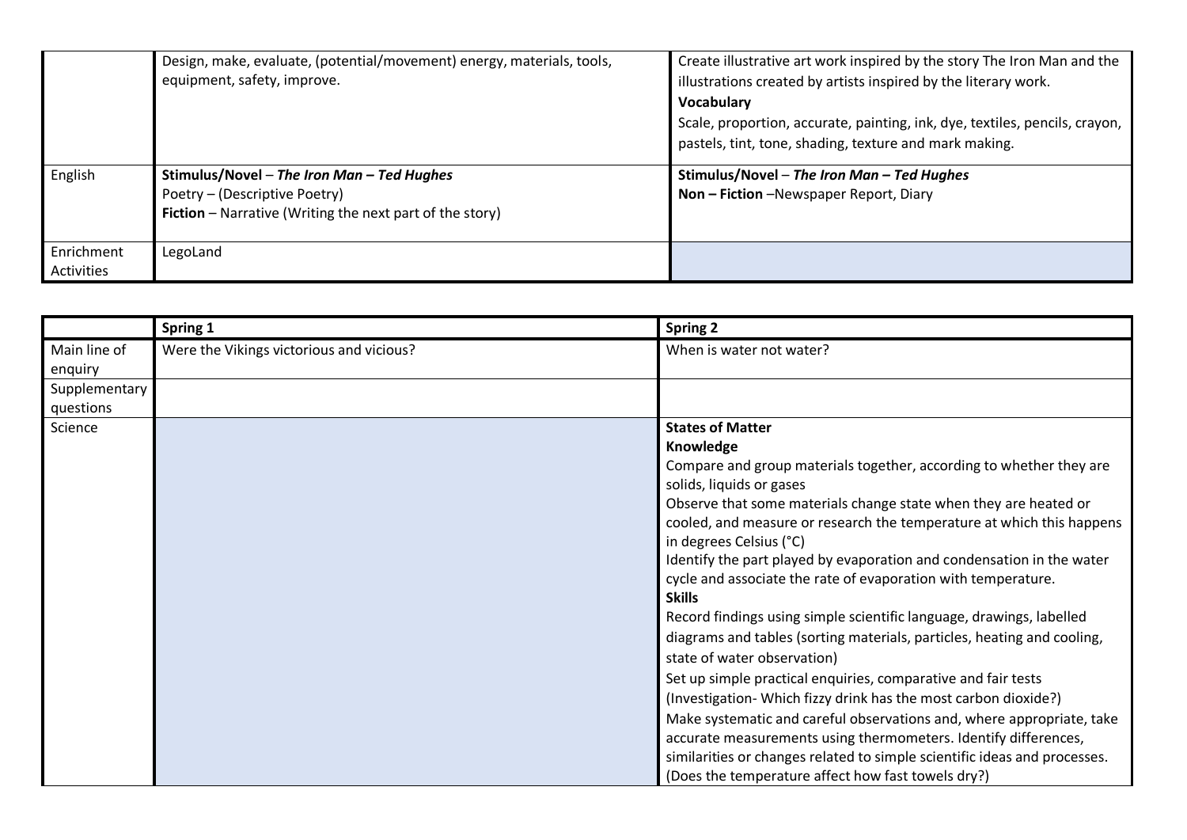| | | |
|---|---|---|
| | Design, make, evaluate, (potential/movement) energy, materials, tools, equipment, safety, improve. | Create illustrative art work inspired by the story The Iron Man and the illustrations created by artists inspired by the literary work.<br>**Vocabulary**<br>Scale, proportion, accurate, painting, ink, dye, textiles, pencils, crayon, pastels, tint, tone, shading, texture and mark making. |
| English | **Stimulus/Novel** – ***The Iron Man – Ted Hughes***<br>Poetry – (Descriptive Poetry)<br>**Fiction** – Narrative (Writing the next part of the story) | **Stimulus/Novel** – ***The Iron Man – Ted Hughes***<br>**Non – Fiction** –Newspaper Report, Diary |
| Enrichment Activities | LegoLand | |

| | **Spring 1** | **Spring 2** |
|---|---|---|
| Main line of enquiry | Were the Vikings victorious and vicious? | When is water not water? |
| Supplementary questions | | |
| Science | | **States of Matter**<br>**Knowledge**<br>Compare and group materials together, according to whether they are solids, liquids or gases<br>Observe that some materials change state when they are heated or cooled, and measure or research the temperature at which this happens in degrees Celsius (°C)<br>Identify the part played by evaporation and condensation in the water cycle and associate the rate of evaporation with temperature.<br>**Skills**<br>Record findings using simple scientific language, drawings, labelled diagrams and tables (sorting materials, particles, heating and cooling, state of water observation)<br>Set up simple practical enquiries, comparative and fair tests (Investigation- Which fizzy drink has the most carbon dioxide?)<br>Make systematic and careful observations and, where appropriate, take accurate measurements using thermometers. Identify differences, similarities or changes related to simple scientific ideas and processes. (Does the temperature affect how fast towels dry?) |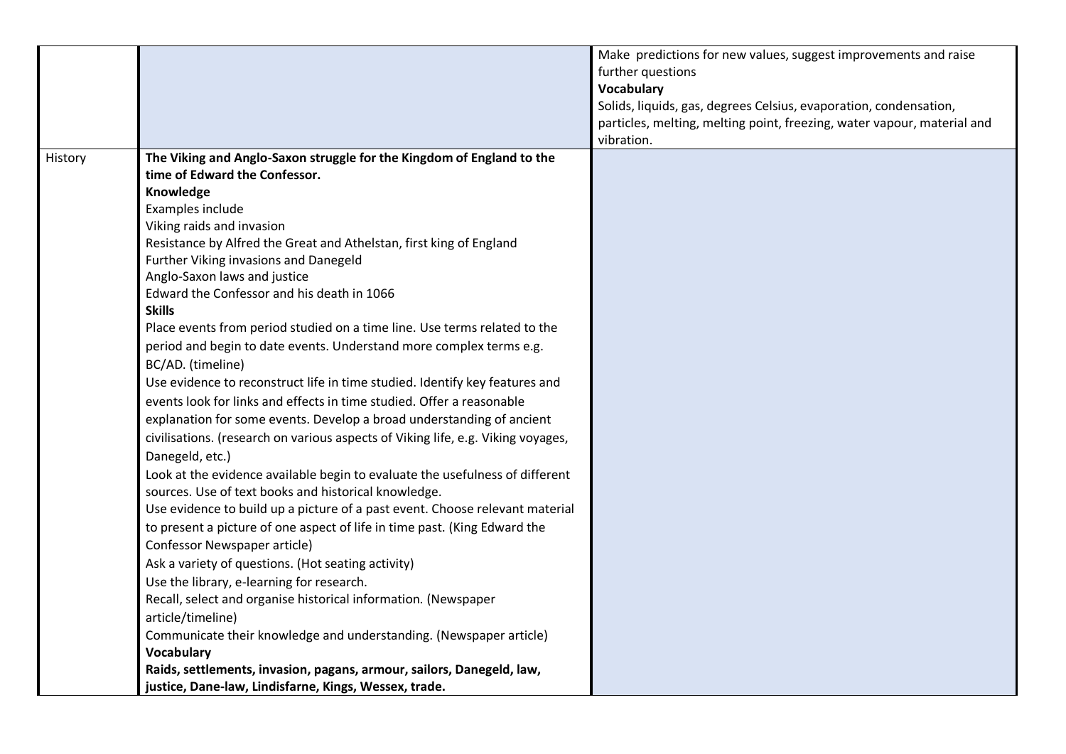| | | |
|---|---|---|
| | | Make predictions for new values, suggest improvements and raise further questions<br>**Vocabulary**<br>Solids, liquids, gas, degrees Celsius, evaporation, condensation, particles, melting, melting point, freezing, water vapour, material and vibration. |
| History | **The Viking and Anglo-Saxon struggle for the Kingdom of England to the time of Edward the Confessor.**<br>**Knowledge**<br>Examples include<br>Viking raids and invasion<br>Resistance by Alfred the Great and Athelstan, first king of England<br>Further Viking invasions and Danegeld<br>Anglo-Saxon laws and justice<br>Edward the Confessor and his death in 1066<br>**Skills**<br>Place events from period studied on a time line. Use terms related to the period and begin to date events. Understand more complex terms e.g. BC/AD. (timeline)<br>Use evidence to reconstruct life in time studied. Identify key features and events look for links and effects in time studied. Offer a reasonable explanation for some events. Develop a broad understanding of ancient civilisations. (research on various aspects of Viking life, e.g. Viking voyages, Danegeld, etc.)<br>Look at the evidence available begin to evaluate the usefulness of different sources. Use of text books and historical knowledge.<br>Use evidence to build up a picture of a past event. Choose relevant material to present a picture of one aspect of life in time past. (King Edward the Confessor Newspaper article)<br>Ask a variety of questions. (Hot seating activity)<br>Use the library, e-learning for research.<br>Recall, select and organise historical information. (Newspaper article/timeline)<br>Communicate their knowledge and understanding. (Newspaper article)<br>**Vocabulary**<br>**Raids, settlements, invasion, pagans, armour, sailors, Danegeld, law, justice, Dane-law, Lindisfarne, Kings, Wessex, trade.** | |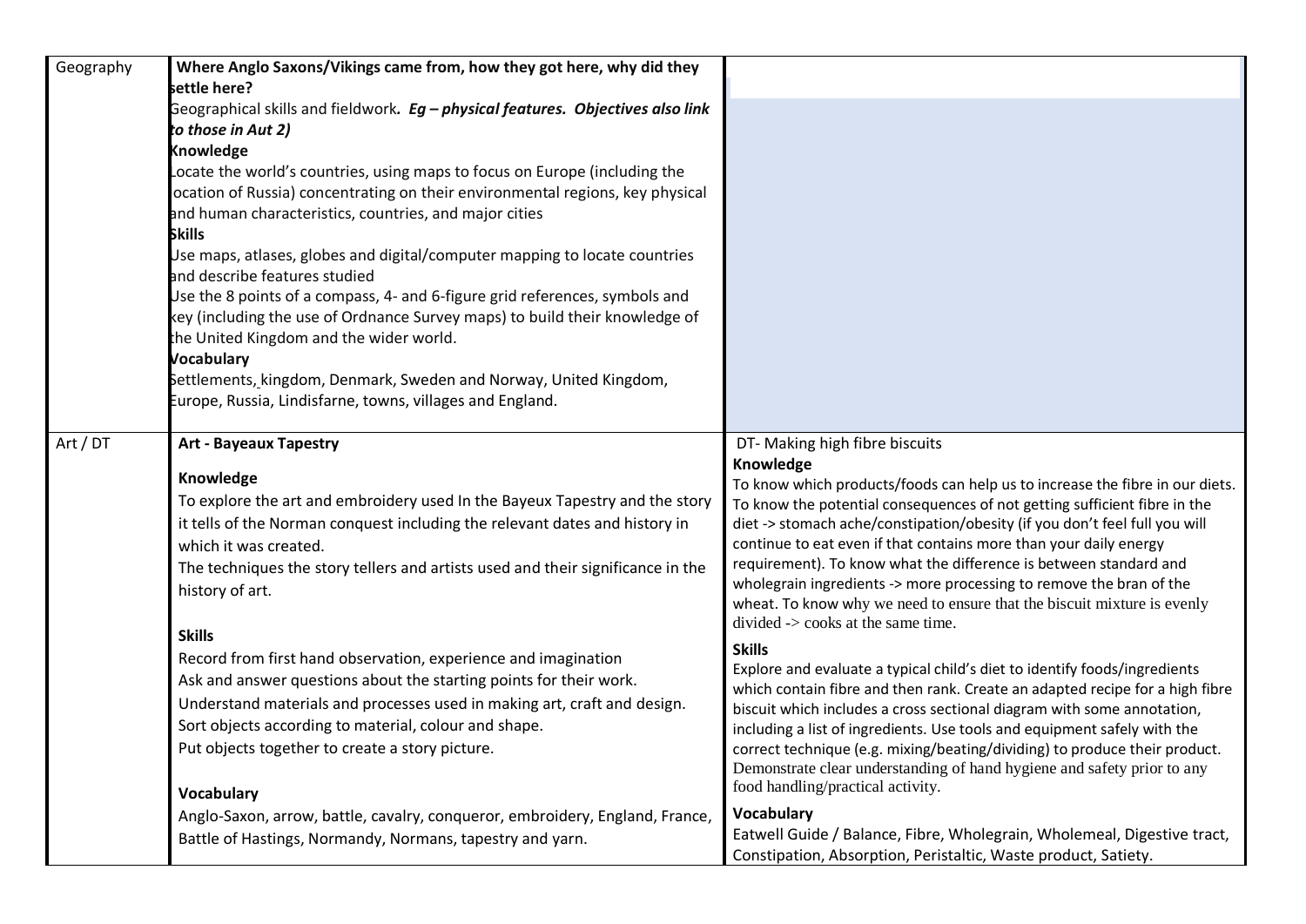| Geography | **Where Anglo Saxons/Vikings came from, how they got here, why did they settle here?**<br>Geographical skills and fieldwork*. **Eg – physical features. Objectives also link to those in Aut 2)***<br>**Knowledge**<br>Locate the world's countries, using maps to focus on Europe (including the location of Russia) concentrating on their environmental regions, key physical and human characteristics, countries, and major cities<br>**Skills**<br>Use maps, atlases, globes and digital/computer mapping to locate countries and describe features studied<br>Use the 8 points of a compass, 4- and 6-figure grid references, symbols and key (including the use of Ordnance Survey maps) to build their knowledge of the United Kingdom and the wider world.<br>**Vocabulary**<br>Settlements, kingdom, Denmark, Sweden and Norway, United Kingdom, Europe, Russia, Lindisfarne, towns, villages and England. | |
|---|---|---|
| Art / DT | **Art - Bayeaux Tapestry**<br>**Knowledge**<br>To explore the art and embroidery used In the Bayeux Tapestry and the story it tells of the Norman conquest including the relevant dates and history in which it was created.<br>The techniques the story tellers and artists used and their significance in the history of art.<br>**Skills**<br>Record from first hand observation, experience and imagination<br>Ask and answer questions about the starting points for their work.<br>Understand materials and processes used in making art, craft and design.<br>Sort objects according to material, colour and shape.<br>Put objects together to create a story picture.<br>**Vocabulary**<br>Anglo-Saxon, arrow, battle, cavalry, conqueror, embroidery, England, France, Battle of Hastings, Normandy, Normans, tapestry and yarn. | DT- Making high fibre biscuits<br>**Knowledge**<br>To know which products/foods can help us to increase the fibre in our diets. To know the potential consequences of not getting sufficient fibre in the diet -> stomach ache/constipation/obesity (if you don't feel full you will continue to eat even if that contains more than your daily energy requirement). To know what the difference is between standard and wholegrain ingredients -> more processing to remove the bran of the wheat. To know why we need to ensure that the biscuit mixture is evenly divided -> cooks at the same time.<br>**Skills**<br>Explore and evaluate a typical child's diet to identify foods/ingredients which contain fibre and then rank. Create an adapted recipe for a high fibre biscuit which includes a cross sectional diagram with some annotation, including a list of ingredients. Use tools and equipment safely with the correct technique (e.g. mixing/beating/dividing) to produce their product. Demonstrate clear understanding of hand hygiene and safety prior to any food handling/practical activity.<br>**Vocabulary**<br>Eatwell Guide / Balance, Fibre, Wholegrain, Wholemeal, Digestive tract, Constipation, Absorption, Peristaltic, Waste product, Satiety. |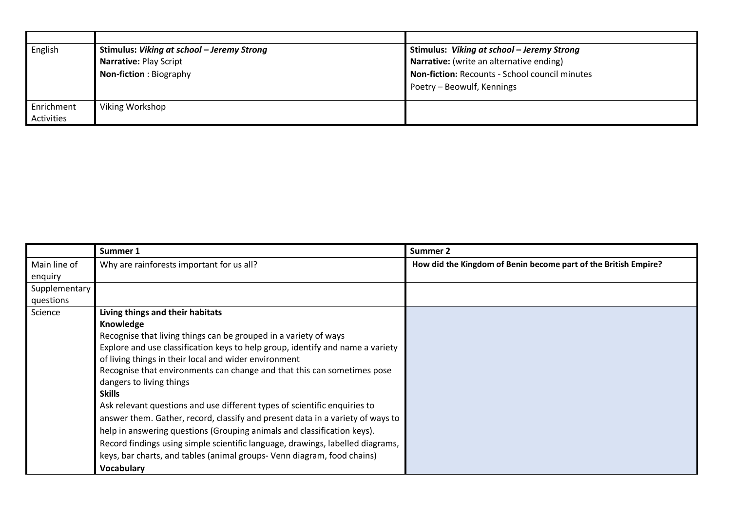| | | |
|---|---|---|
| English | **Stimulus: *Viking at school – Jeremy Strong***<br>**Narrative:** Play Script<br>**Non-fiction** : Biography | **Stimulus: *Viking at school – Jeremy Strong***<br>**Narrative:** (write an alternative ending)<br>**Non-fiction:** Recounts - School council minutes<br>Poetry – Beowulf, Kennings |
| Enrichment Activities | Viking Workshop | |

| | **Summer 1** | **Summer 2** |
|---|---|---|
| Main line of enquiry | Why are rainforests important for us all? | **How did the Kingdom of Benin become part of the British Empire?** |
| Supplementary questions | | |
| Science | **Living things and their habitats**<br>**Knowledge**<br>Recognise that living things can be grouped in a variety of ways<br>Explore and use classification keys to help group, identify and name a variety of living things in their local and wider environment<br>Recognise that environments can change and that this can sometimes pose dangers to living things<br>**Skills**<br>Ask relevant questions and use different types of scientific enquiries to answer them. Gather, record, classify and present data in a variety of ways to help in answering questions (Grouping animals and classification keys).<br>Record findings using simple scientific language, drawings, labelled diagrams, keys, bar charts, and tables (animal groups- Venn diagram, food chains)<br>**Vocabulary** | |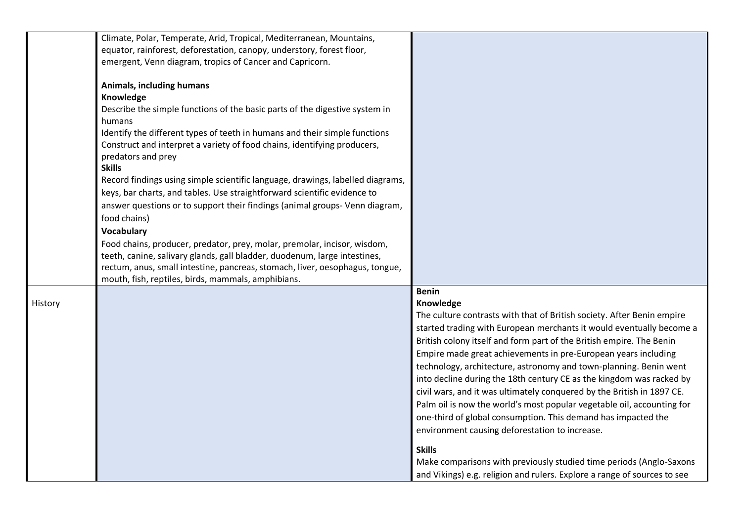| | | |
|---|---|---|
| | Climate, Polar, Temperate, Arid, Tropical, Mediterranean, Mountains, equator, rainforest, deforestation, canopy, understory, forest floor, emergent, Venn diagram, tropics of Cancer and Capricorn.<br><br>**Animals, including humans**<br>**Knowledge**<br>Describe the simple functions of the basic parts of the digestive system in humans<br>Identify the different types of teeth in humans and their simple functions<br>Construct and interpret a variety of food chains, identifying producers, predators and prey<br>**Skills**<br>Record findings using simple scientific language, drawings, labelled diagrams, keys, bar charts, and tables. Use straightforward scientific evidence to answer questions or to support their findings (animal groups- Venn diagram, food chains)<br>**Vocabulary**<br>Food chains, producer, predator, prey, molar, premolar, incisor, wisdom, teeth, canine, salivary glands, gall bladder, duodenum, large intestines, rectum, anus, small intestine, pancreas, stomach, liver, oesophagus, tongue, mouth, fish, reptiles, birds, mammals, amphibians. | |
| History | | **Benin**<br>**Knowledge**<br>The culture contrasts with that of British society. After Benin empire started trading with European merchants it would eventually become a British colony itself and form part of the British empire. The Benin Empire made great achievements in pre-European years including technology, architecture, astronomy and town-planning. Benin went into decline during the 18th century CE as the kingdom was racked by civil wars, and it was ultimately conquered by the British in 1897 CE. Palm oil is now the world's most popular vegetable oil, accounting for one-third of global consumption. This demand has impacted the environment causing deforestation to increase.<br><br>**Skills**<br>Make comparisons with previously studied time periods (Anglo-Saxons and Vikings) e.g. religion and rulers. Explore a range of sources to see |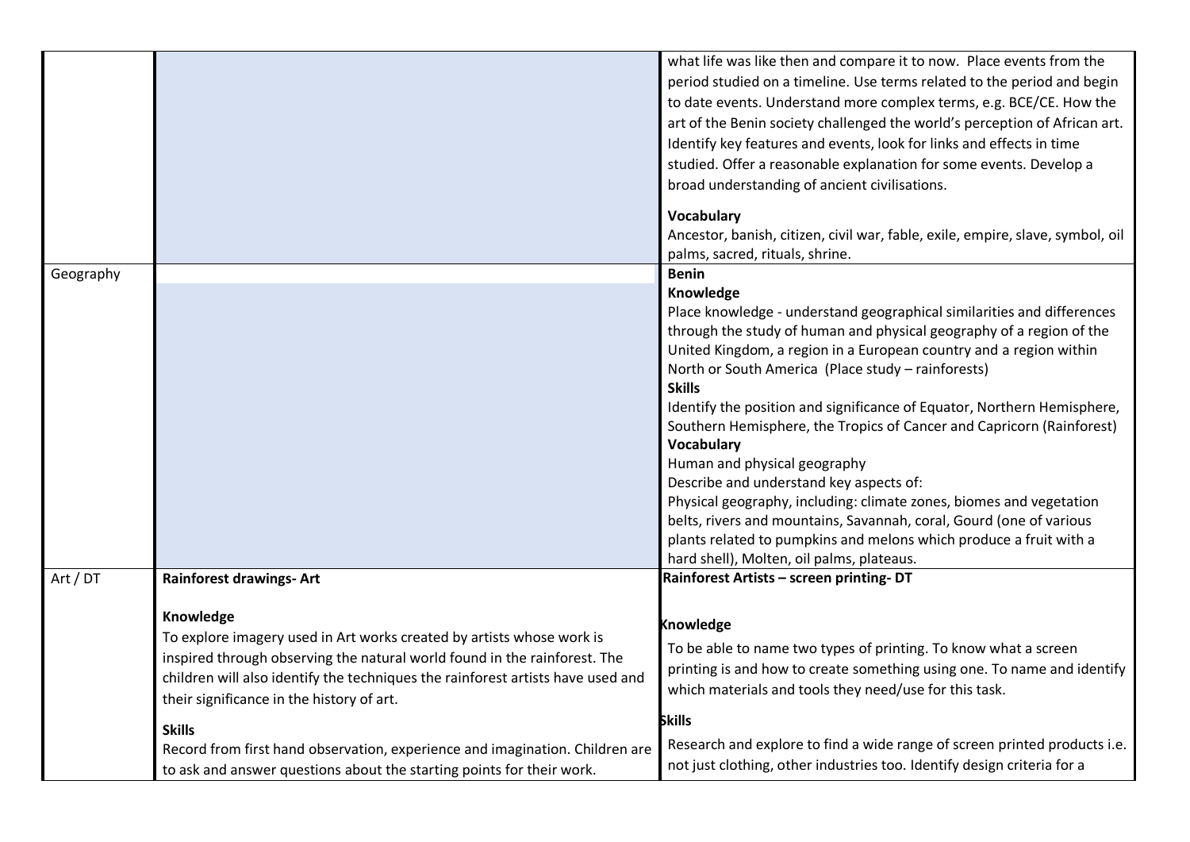| | | |
|---|---|---|
| | | what life was like then and compare it to now. Place events from the period studied on a timeline. Use terms related to the period and begin to date events. Understand more complex terms, e.g. BCE/CE. How the art of the Benin society challenged the world's perception of African art. Identify key features and events, look for links and effects in time studied. Offer a reasonable explanation for some events. Develop a broad understanding of ancient civilisations.<br><br>**Vocabulary**<br>Ancestor, banish, citizen, civil war, fable, exile, empire, slave, symbol, oil palms, sacred, rituals, shrine. |
| Geography | | **Benin**<br>**Knowledge**<br>Place knowledge - understand geographical similarities and differences through the study of human and physical geography of a region of the United Kingdom, a region in a European country and a region within North or South America (Place study – rainforests)<br>**Skills**<br>Identify the position and significance of Equator, Northern Hemisphere, Southern Hemisphere, the Tropics of Cancer and Capricorn (Rainforest)<br>**Vocabulary**<br>Human and physical geography<br>Describe and understand key aspects of:<br>Physical geography, including: climate zones, biomes and vegetation belts, rivers and mountains, Savannah, coral, Gourd (one of various plants related to pumpkins and melons which produce a fruit with a hard shell), Molten, oil palms, plateaus. |
| Art / DT | **Rainforest drawings- Art**<br><br>**Knowledge**<br>To explore imagery used in Art works created by artists whose work is inspired through observing the natural world found in the rainforest. The children will also identify the techniques the rainforest artists have used and their significance in the history of art.<br><br>**Skills**<br>Record from first hand observation, experience and imagination. Children are to ask and answer questions about the starting points for their work. | **Rainforest Artists – screen printing- DT**<br><br>**Knowledge**<br>To be able to name two types of printing. To know what a screen printing is and how to create something using one. To name and identify which materials and tools they need/use for this task.<br><br>**Skills**<br>Research and explore to find a wide range of screen printed products i.e. not just clothing, other industries too. Identify design criteria for a |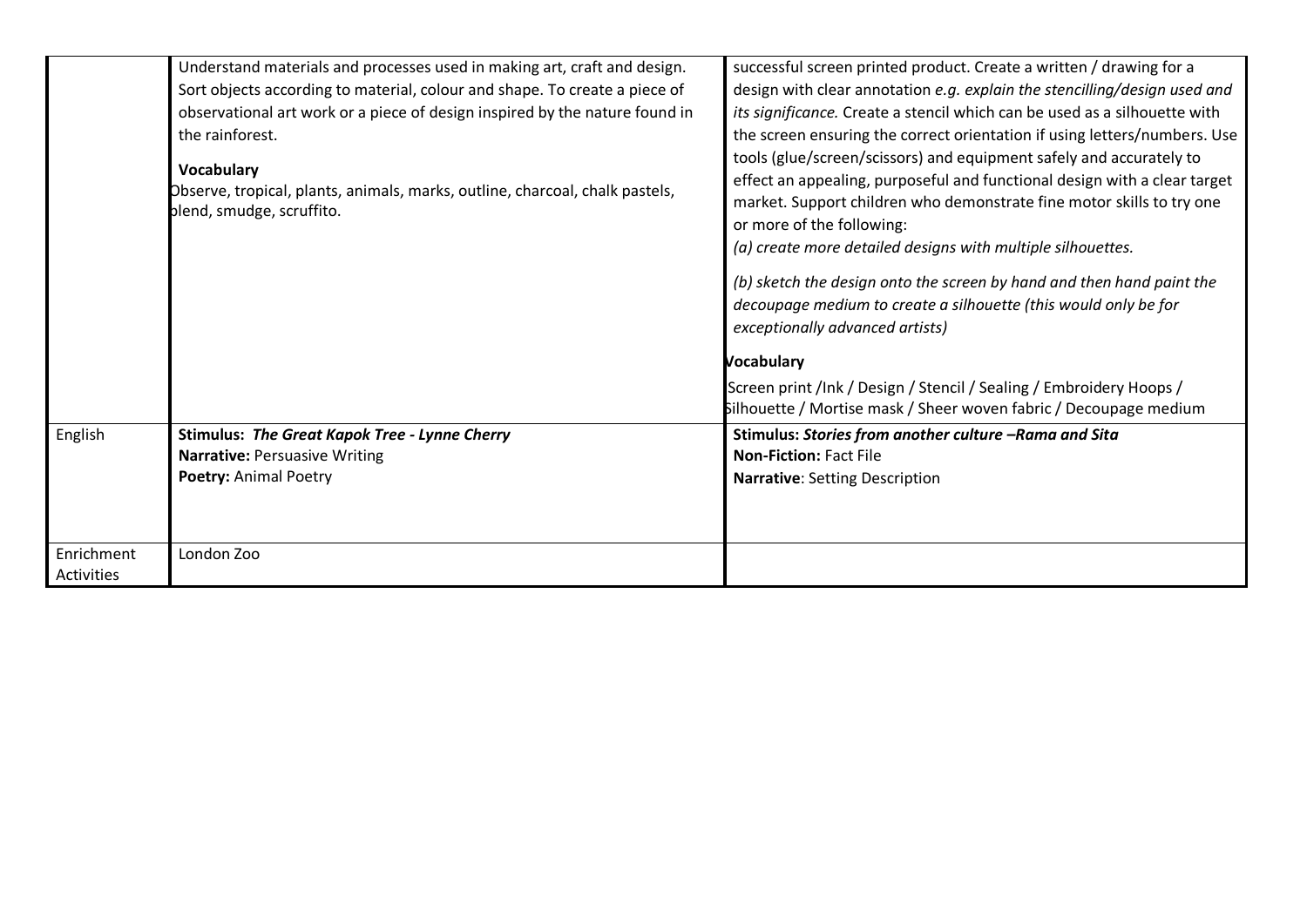|  |  |  |
|---|---|---|
|  | Understand materials and processes used in making art, craft and design. Sort objects according to material, colour and shape. To create a piece of observational art work or a piece of design inspired by the nature found in the rainforest.<br><br>**Vocabulary**<br>Observe, tropical, plants, animals, marks, outline, charcoal, chalk pastels, blend, smudge, scruffito. | successful screen printed product. Create a written / drawing for a design with clear annotation *e.g. explain the stencilling/design used and its significance.* Create a stencil which can be used as a silhouette with the screen ensuring the correct orientation if using letters/numbers. Use tools (glue/screen/scissors) and equipment safely and accurately to effect an appealing, purposeful and functional design with a clear target market. Support children who demonstrate fine motor skills to try one or more of the following:<br>*(a) create more detailed designs with multiple silhouettes.*<br><br>*(b) sketch the design onto the screen by hand and then hand paint the decoupage medium to create a silhouette (this would only be for exceptionally advanced artists)*<br><br>**Vocabulary**<br>Screen print /Ink / Design / Stencil / Sealing / Embroidery Hoops / Silhouette / Mortise mask / Sheer woven fabric / Decoupage medium |
| English | **Stimulus:** ***The Great Kapok Tree - Lynne Cherry***<br>**Narrative:** Persuasive Writing<br>**Poetry:** Animal Poetry | **Stimulus:** ***Stories from another culture –Rama and Sita***<br>**Non-Fiction:** Fact File<br>**Narrative**: Setting Description |
| Enrichment Activities | London Zoo |  |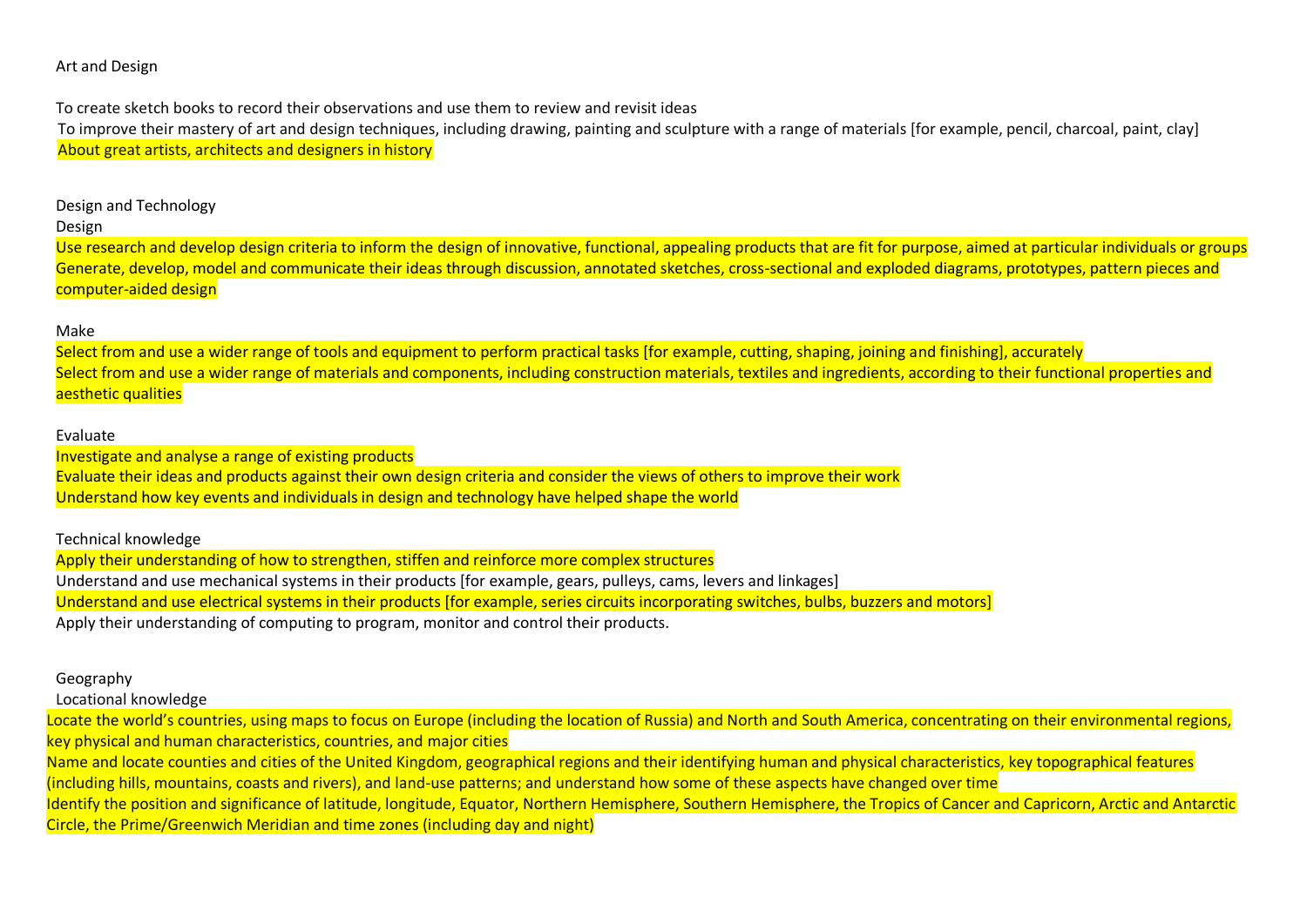## Art and Design

To create sketch books to record their observations and use them to review and revisit ideas

To improve their mastery of art and design techniques, including drawing, painting and sculpture with a range of materials [for example, pencil, charcoal, paint, clay]

About great artists, architects and designers in history

## Design and Technology

### Design

Use research and develop design criteria to inform the design of innovative, functional, appealing products that are fit for purpose, aimed at particular individuals or groups

Generate, develop, model and communicate their ideas through discussion, annotated sketches, cross-sectional and exploded diagrams, prototypes, pattern pieces and computer-aided design

### Make

Select from and use a wider range of tools and equipment to perform practical tasks [for example, cutting, shaping, joining and finishing], accurately

Select from and use a wider range of materials and components, including construction materials, textiles and ingredients, according to their functional properties and aesthetic qualities

### Evaluate

Investigate and analyse a range of existing products

Evaluate their ideas and products against their own design criteria and consider the views of others to improve their work

Understand how key events and individuals in design and technology have helped shape the world

### Technical knowledge

Apply their understanding of how to strengthen, stiffen and reinforce more complex structures

Understand and use mechanical systems in their products [for example, gears, pulleys, cams, levers and linkages]

Understand and use electrical systems in their products [for example, series circuits incorporating switches, bulbs, buzzers and motors]

Apply their understanding of computing to program, monitor and control their products.

## Geography

### Locational knowledge

Locate the world's countries, using maps to focus on Europe (including the location of Russia) and North and South America, concentrating on their environmental regions, key physical and human characteristics, countries, and major cities

Name and locate counties and cities of the United Kingdom, geographical regions and their identifying human and physical characteristics, key topographical features (including hills, mountains, coasts and rivers), and land-use patterns; and understand how some of these aspects have changed over time

Identify the position and significance of latitude, longitude, Equator, Northern Hemisphere, Southern Hemisphere, the Tropics of Cancer and Capricorn, Arctic and Antarctic Circle, the Prime/Greenwich Meridian and time zones (including day and night)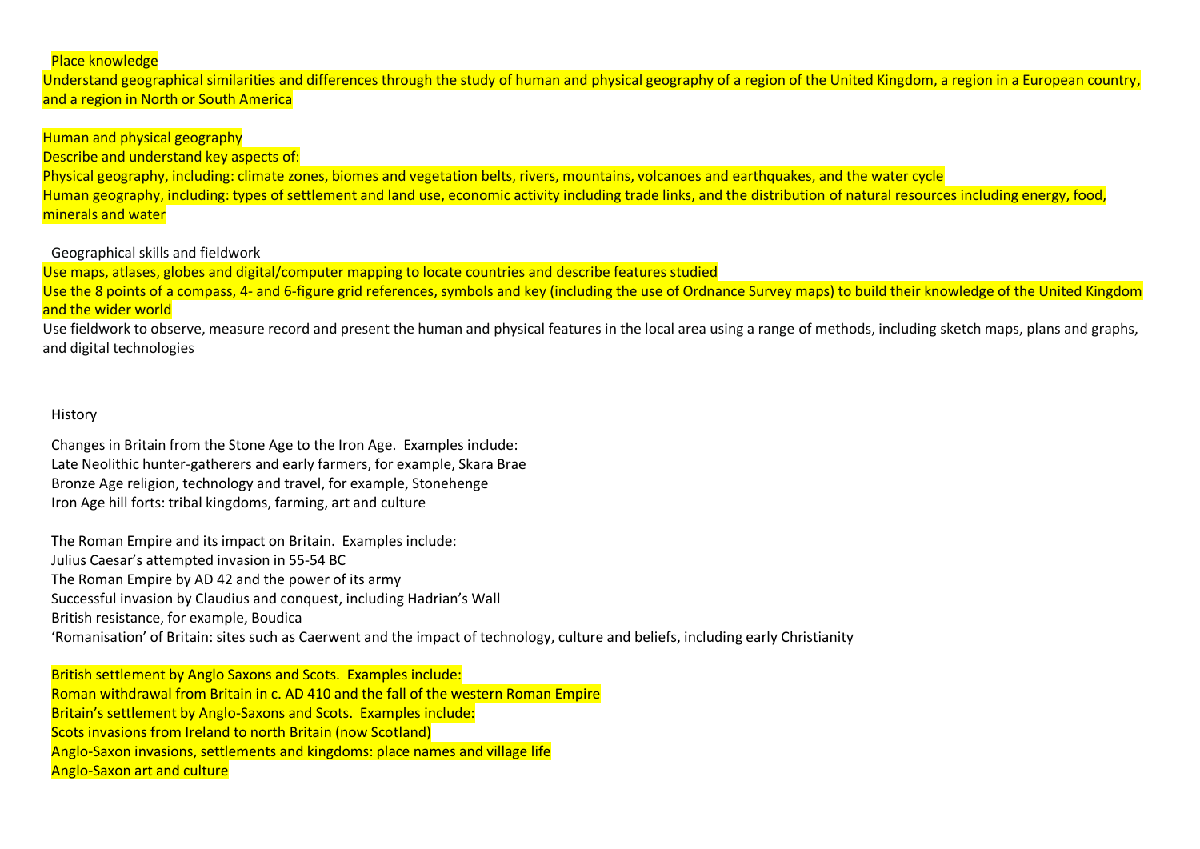Place knowledge

Understand geographical similarities and differences through the study of human and physical geography of a region of the United Kingdom, a region in a European country, and a region in North or South America

Human and physical geography

Describe and understand key aspects of:

Physical geography, including: climate zones, biomes and vegetation belts, rivers, mountains, volcanoes and earthquakes, and the water cycle

Human geography, including: types of settlement and land use, economic activity including trade links, and the distribution of natural resources including energy, food, minerals and water

Geographical skills and fieldwork

Use maps, atlases, globes and digital/computer mapping to locate countries and describe features studied

Use the 8 points of a compass, 4- and 6-figure grid references, symbols and key (including the use of Ordnance Survey maps) to build their knowledge of the United Kingdom and the wider world

Use fieldwork to observe, measure record and present the human and physical features in the local area using a range of methods, including sketch maps, plans and graphs, and digital technologies

History

Changes in Britain from the Stone Age to the Iron Age. Examples include:

Late Neolithic hunter-gatherers and early farmers, for example, Skara Brae

Bronze Age religion, technology and travel, for example, Stonehenge

Iron Age hill forts: tribal kingdoms, farming, art and culture

The Roman Empire and its impact on Britain. Examples include:

Julius Caesar's attempted invasion in 55-54 BC

The Roman Empire by AD 42 and the power of its army

Successful invasion by Claudius and conquest, including Hadrian's Wall

British resistance, for example, Boudica

'Romanisation' of Britain: sites such as Caerwent and the impact of technology, culture and beliefs, including early Christianity

British settlement by Anglo Saxons and Scots. Examples include:

Roman withdrawal from Britain in c. AD 410 and the fall of the western Roman Empire

Britain's settlement by Anglo-Saxons and Scots. Examples include:

Scots invasions from Ireland to north Britain (now Scotland)

Anglo-Saxon invasions, settlements and kingdoms: place names and village life

Anglo-Saxon art and culture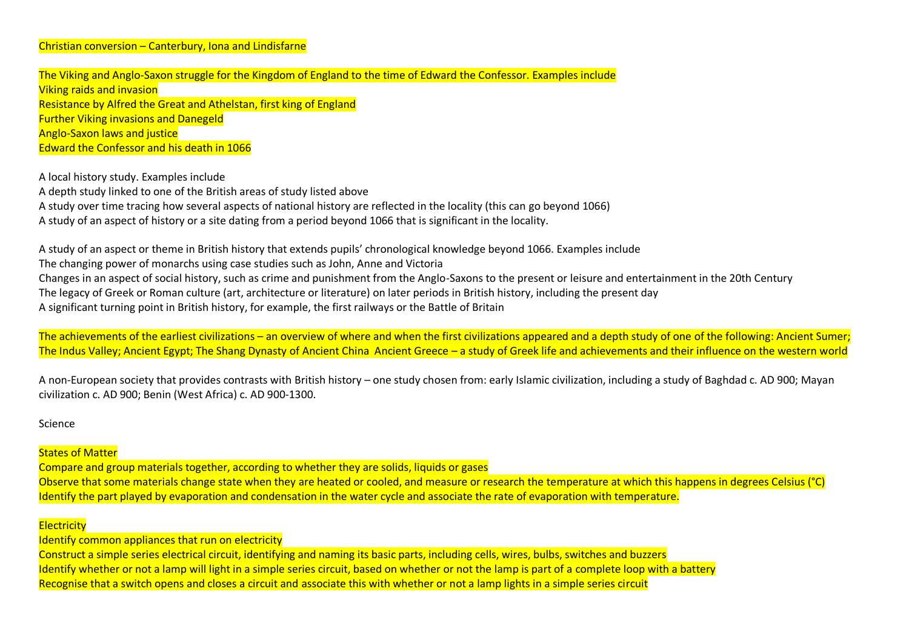Christian conversion – Canterbury, Iona and Lindisfarne

The Viking and Anglo-Saxon struggle for the Kingdom of England to the time of Edward the Confessor. Examples include
Viking raids and invasion
Resistance by Alfred the Great and Athelstan, first king of England
Further Viking invasions and Danegeld
Anglo-Saxon laws and justice
Edward the Confessor and his death in 1066

A local history study. Examples include
A depth study linked to one of the British areas of study listed above
A study over time tracing how several aspects of national history are reflected in the locality (this can go beyond 1066)
A study of an aspect of history or a site dating from a period beyond 1066 that is significant in the locality.

A study of an aspect or theme in British history that extends pupils' chronological knowledge beyond 1066. Examples include
The changing power of monarchs using case studies such as John, Anne and Victoria
Changes in an aspect of social history, such as crime and punishment from the Anglo-Saxons to the present or leisure and entertainment in the 20th Century
The legacy of Greek or Roman culture (art, architecture or literature) on later periods in British history, including the present day
A significant turning point in British history, for example, the first railways or the Battle of Britain

The achievements of the earliest civilizations – an overview of where and when the first civilizations appeared and a depth study of one of the following: Ancient Sumer; The Indus Valley; Ancient Egypt; The Shang Dynasty of Ancient China Ancient Greece – a study of Greek life and achievements and their influence on the western world

A non-European society that provides contrasts with British history – one study chosen from: early Islamic civilization, including a study of Baghdad c. AD 900; Mayan civilization c. AD 900; Benin (West Africa) c. AD 900-1300.

Science

States of Matter
Compare and group materials together, according to whether they are solids, liquids or gases
Observe that some materials change state when they are heated or cooled, and measure or research the temperature at which this happens in degrees Celsius (°C)
Identify the part played by evaporation and condensation in the water cycle and associate the rate of evaporation with temperature.

Electricity
Identify common appliances that run on electricity
Construct a simple series electrical circuit, identifying and naming its basic parts, including cells, wires, bulbs, switches and buzzers
Identify whether or not a lamp will light in a simple series circuit, based on whether or not the lamp is part of a complete loop with a battery
Recognise that a switch opens and closes a circuit and associate this with whether or not a lamp lights in a simple series circuit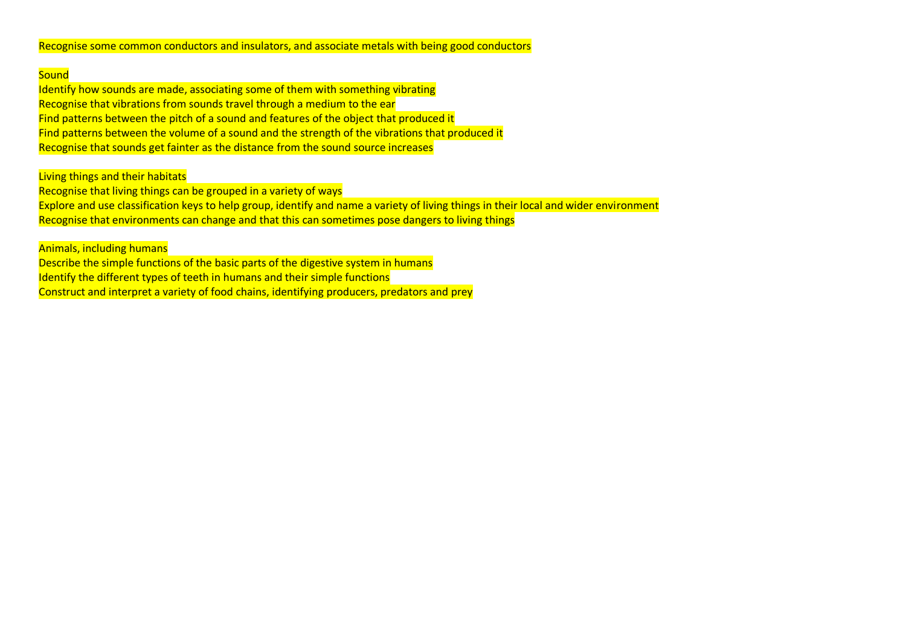Recognise some common conductors and insulators, and associate metals with being good conductors

Sound

Identify how sounds are made, associating some of them with something vibrating
Recognise that vibrations from sounds travel through a medium to the ear
Find patterns between the pitch of a sound and features of the object that produced it
Find patterns between the volume of a sound and the strength of the vibrations that produced it
Recognise that sounds get fainter as the distance from the sound source increases

Living things and their habitats

Recognise that living things can be grouped in a variety of ways
Explore and use classification keys to help group, identify and name a variety of living things in their local and wider environment
Recognise that environments can change and that this can sometimes pose dangers to living things

Animals, including humans

Describe the simple functions of the basic parts of the digestive system in humans
Identify the different types of teeth in humans and their simple functions
Construct and interpret a variety of food chains, identifying producers, predators and prey